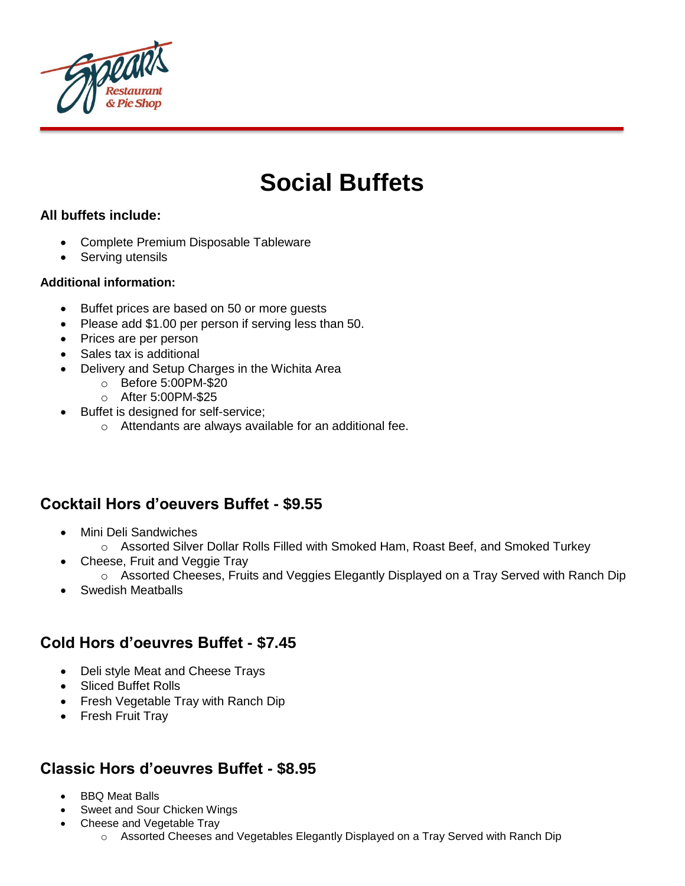# Social Buffets

**All buffets include:**

- Complete Premium Disposable Tableware
- Serving utensils

**Additional information:**

- Buffet prices are based on 50 or more guests
- Please add $1.00 per person if serving less than 50.
- Prices are per person
- Sales tax is additional
- Delivery and Setup Charges in the Wichita Area
  - Before 5:00PM-$20
  - After 5:00PM-$25
- Buffet is designed for self-service;
  - Attendants are always available for an additional fee.

## Cocktail Hors d'oeuvers Buffet - $9.55

- Mini Deli Sandwiches
  - Assorted Silver Dollar Rolls Filled with Smoked Ham, Roast Beef, and Smoked Turkey
- Cheese, Fruit and Veggie Tray
  - Assorted Cheeses, Fruits and Veggies Elegantly Displayed on a Tray Served with Ranch Dip
- Swedish Meatballs

## Cold Hors d'oeuvres Buffet - $7.45

- Deli style Meat and Cheese Trays
- Sliced Buffet Rolls
- Fresh Vegetable Tray with Ranch Dip
- Fresh Fruit Tray

## Classic Hors d'oeuvres Buffet - $8.95

- BBQ Meat Balls
- Sweet and Sour Chicken Wings
- Cheese and Vegetable Tray
  - Assorted Cheeses and Vegetables Elegantly Displayed on a Tray Served with Ranch Dip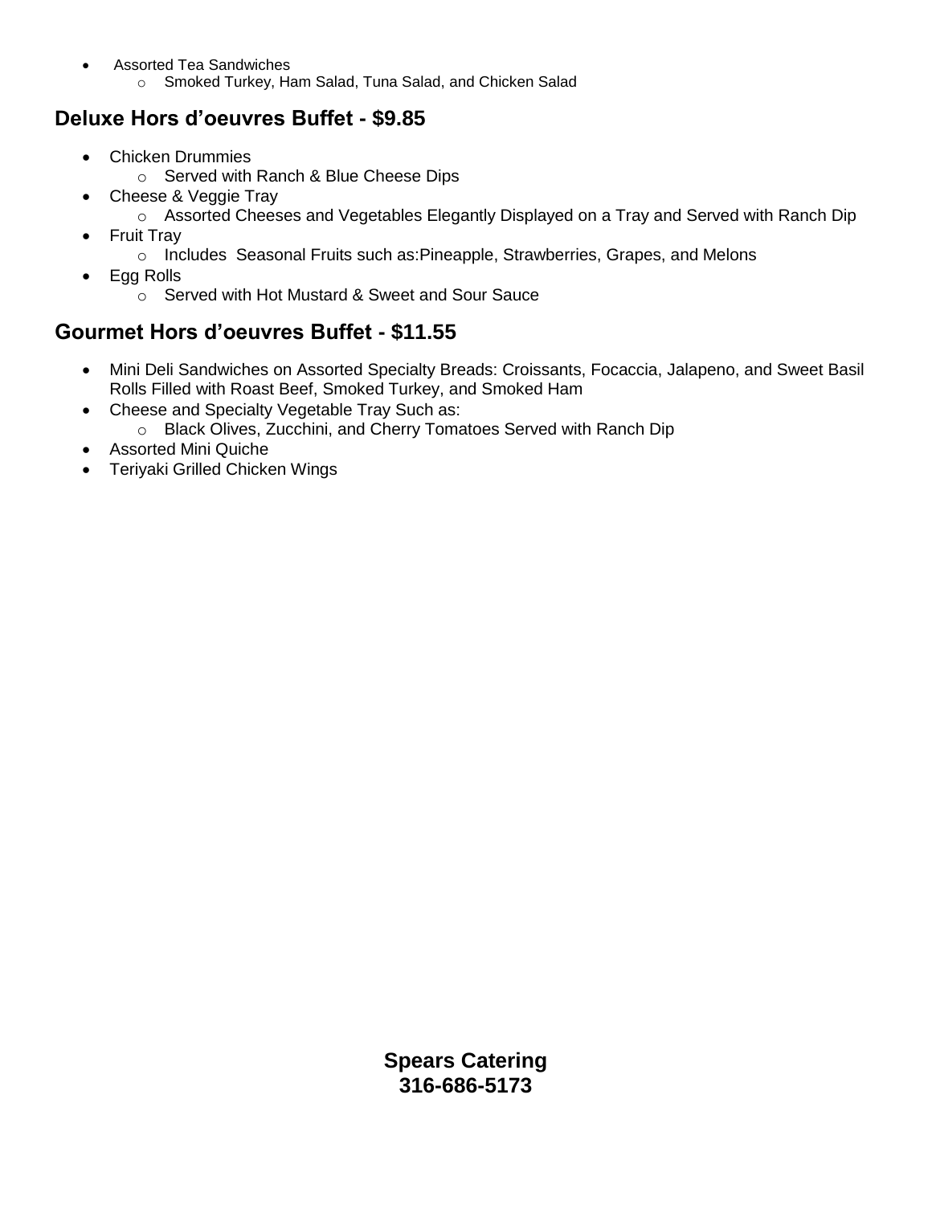- Assorted Tea Sandwiches
  - Smoked Turkey, Ham Salad, Tuna Salad, and Chicken Salad

## Deluxe Hors d'oeuvres Buffet - $9.85

- Chicken Drummies
  - Served with Ranch & Blue Cheese Dips
- Cheese & Veggie Tray
  - Assorted Cheeses and Vegetables Elegantly Displayed on a Tray and Served with Ranch Dip
- Fruit Tray
  - Includes Seasonal Fruits such as:Pineapple, Strawberries, Grapes, and Melons
- Egg Rolls
  - Served with Hot Mustard & Sweet and Sour Sauce

## Gourmet Hors d'oeuvres Buffet - $11.55

- Mini Deli Sandwiches on Assorted Specialty Breads: Croissants, Focaccia, Jalapeno, and Sweet Basil Rolls Filled with Roast Beef, Smoked Turkey, and Smoked Ham
- Cheese and Specialty Vegetable Tray Such as:
  - Black Olives, Zucchini, and Cherry Tomatoes Served with Ranch Dip
- Assorted Mini Quiche
- Teriyaki Grilled Chicken Wings

**Spears Catering**
**316-686-5173**